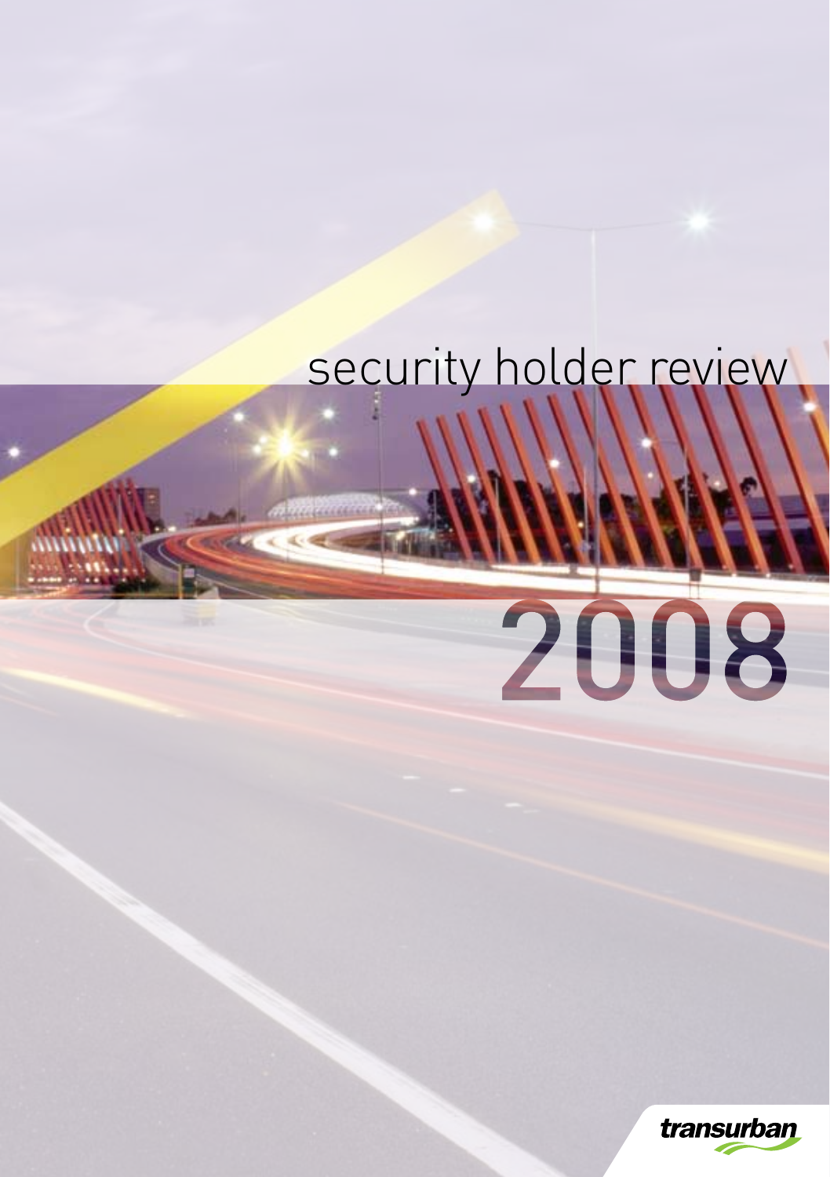# security holder review

# 2008

transurban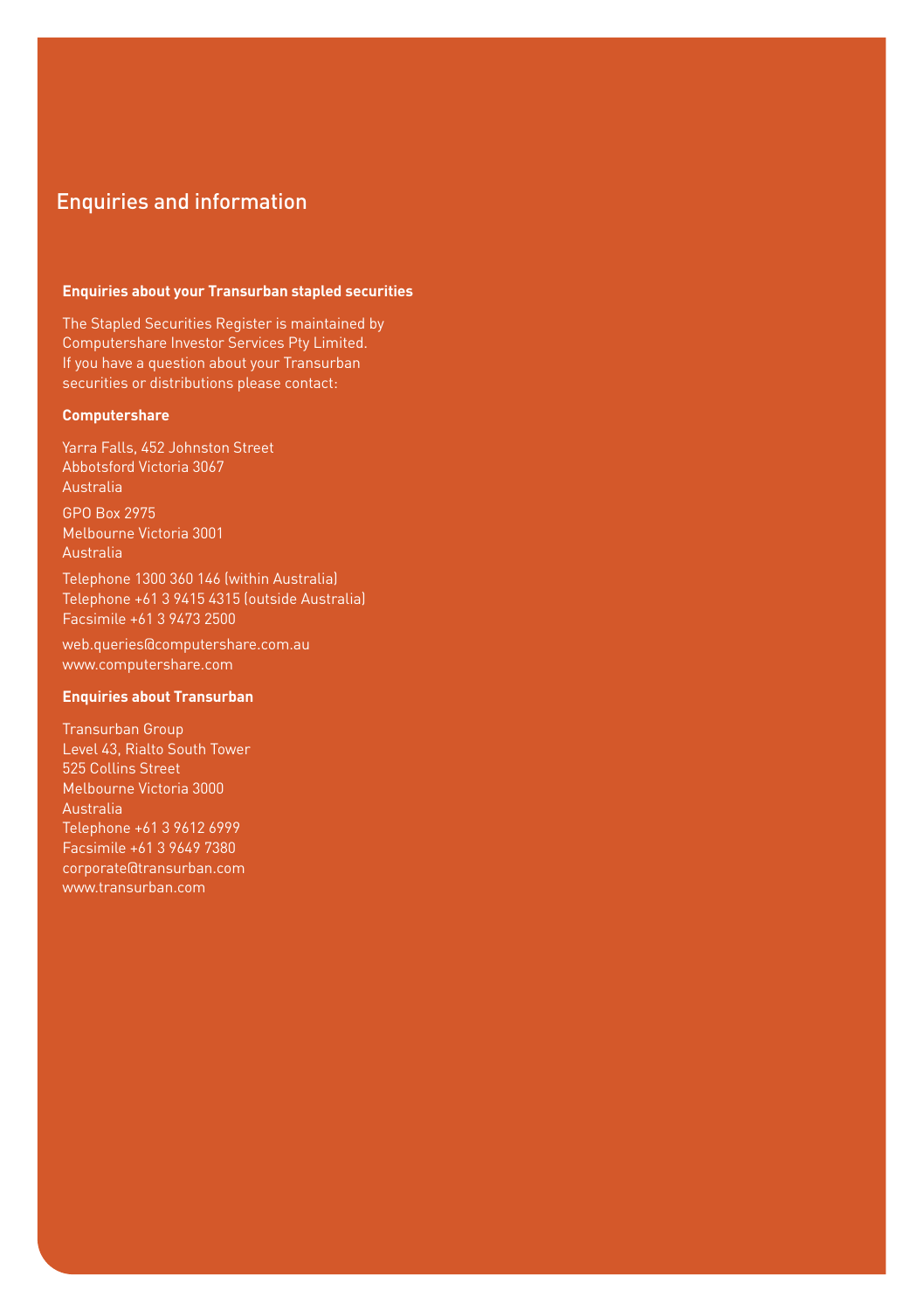# Enquiries and information

**Enquiries about your Transurban stapled securities**

The Stapled Securities Register is maintained by Computershare Investor Services Pty Limited. If you have a question about your Transurban securities or distributions please contact:

**Computershare**

Yarra Falls, 452 Johnston Street
Abbotsford Victoria 3067
Australia

GPO Box 2975
Melbourne Victoria 3001
Australia

Telephone 1300 360 146 (within Australia)
Telephone +61 3 9415 4315 (outside Australia)
Facsimile +61 3 9473 2500

web.queries@computershare.com.au
www.computershare.com

**Enquiries about Transurban**

Transurban Group
Level 43, Rialto South Tower
525 Collins Street
Melbourne Victoria 3000
Australia
Telephone +61 3 9612 6999
Facsimile +61 3 9649 7380
corporate@transurban.com
www.transurban.com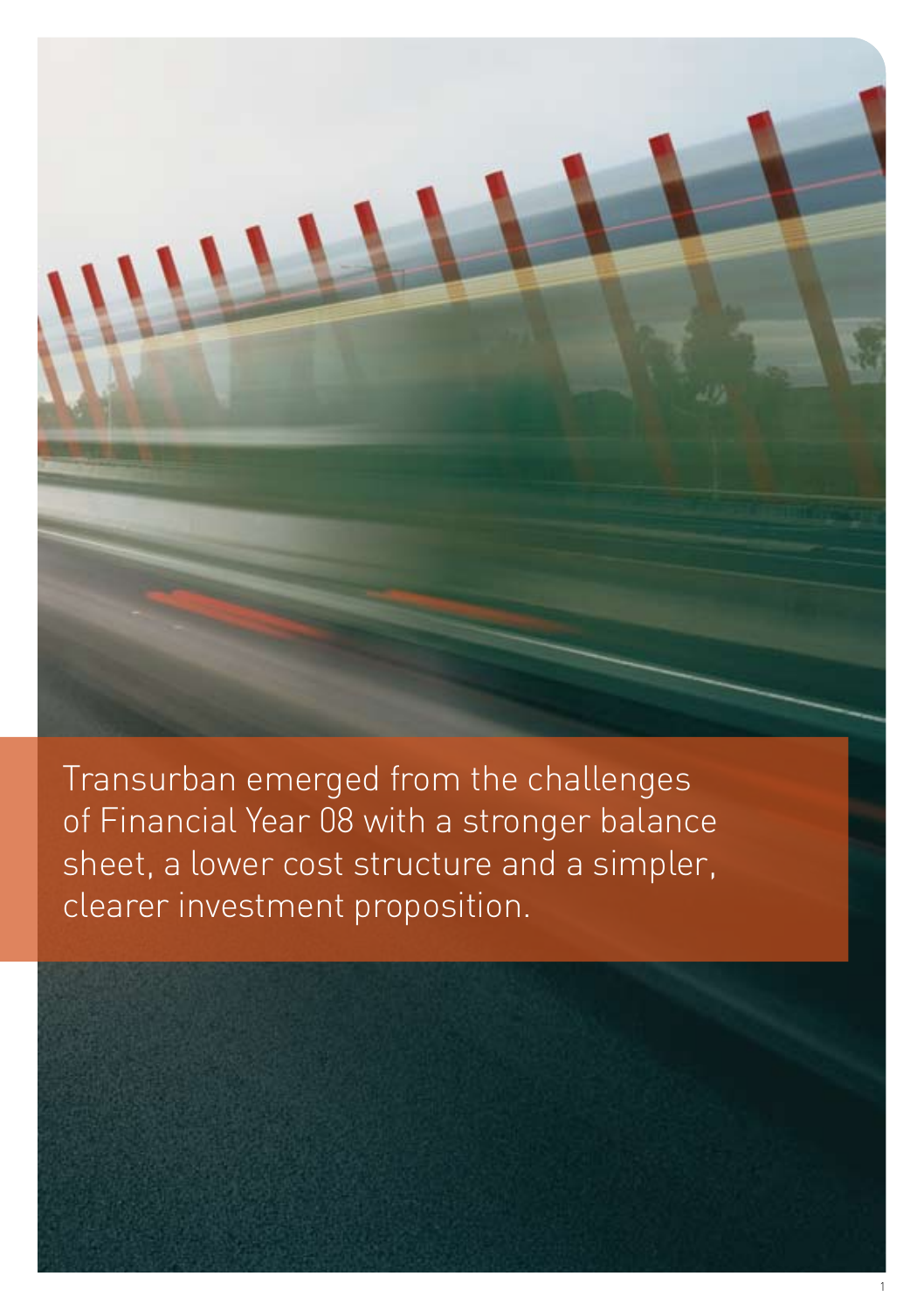Transurban emerged from the challenges of Financial Year 08 with a stronger balance sheet, a lower cost structure and a simpler, clearer investment proposition.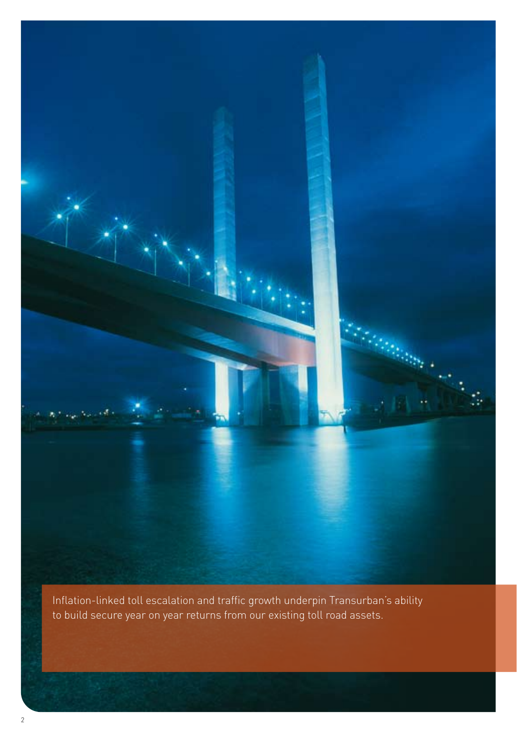Inflation-linked toll escalation and traffic growth underpin Transurban's ability to build secure year on year returns from our existing toll road assets.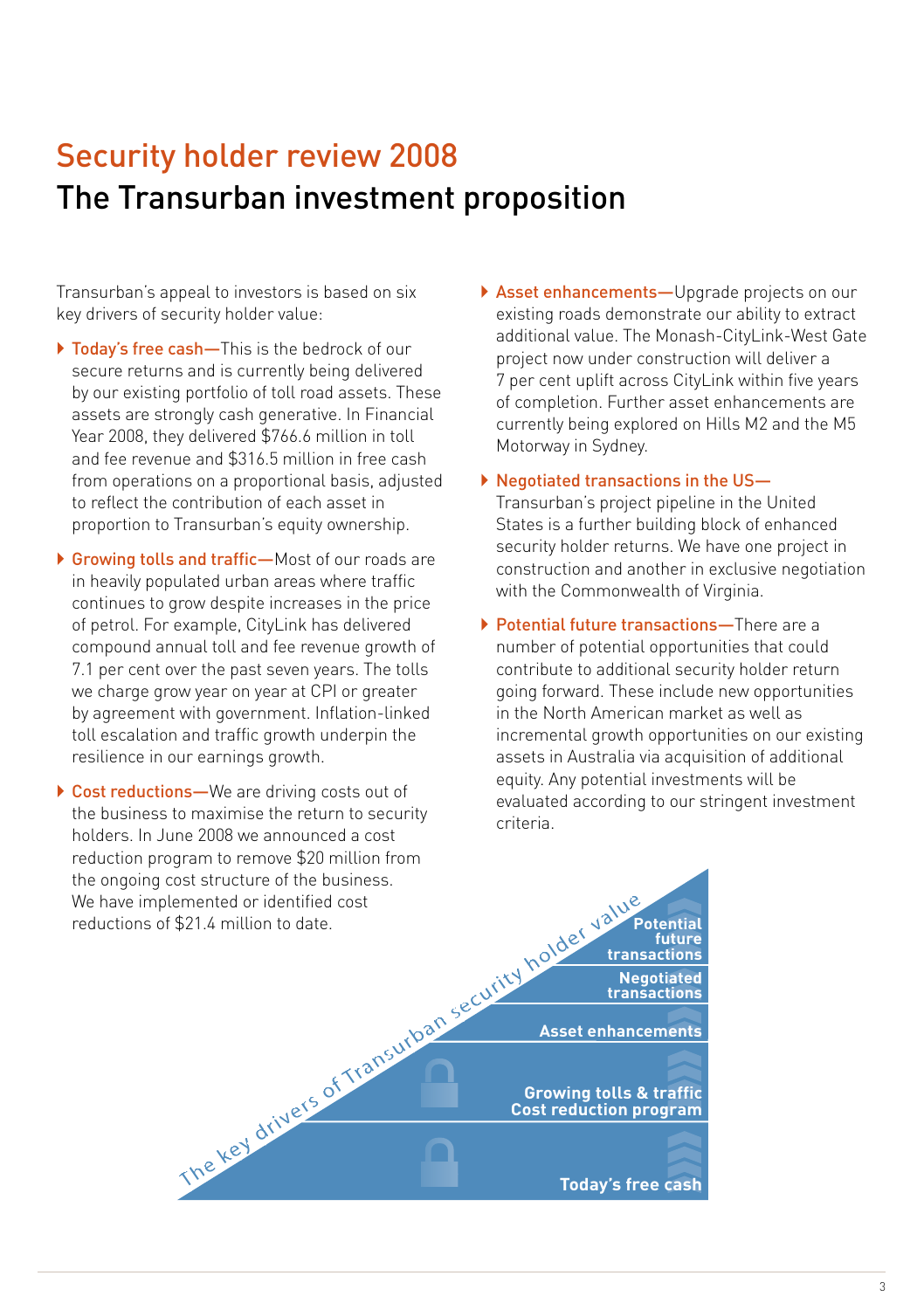# Security holder review 2008

## The Transurban investment proposition

Transurban's appeal to investors is based on six key drivers of security holder value:

- **Today's free cash—**This is the bedrock of our secure returns and is currently being delivered by our existing portfolio of toll road assets. These assets are strongly cash generative. In Financial Year 2008, they delivered $766.6 million in toll and fee revenue and $316.5 million in free cash from operations on a proportional basis, adjusted to reflect the contribution of each asset in proportion to Transurban's equity ownership.

- **Growing tolls and traffic—**Most of our roads are in heavily populated urban areas where traffic continues to grow despite increases in the price of petrol. For example, CityLink has delivered compound annual toll and fee revenue growth of 7.1 per cent over the past seven years. The tolls we charge grow year on year at CPI or greater by agreement with government. Inflation-linked toll escalation and traffic growth underpin the resilience in our earnings growth.

- **Cost reductions—**We are driving costs out of the business to maximise the return to security holders. In June 2008 we announced a cost reduction program to remove $20 million from the ongoing cost structure of the business. We have implemented or identified cost reductions of $21.4 million to date.

- **Asset enhancements—**Upgrade projects on our existing roads demonstrate our ability to extract additional value. The Monash-CityLink-West Gate project now under construction will deliver a 7 per cent uplift across CityLink within five years of completion. Further asset enhancements are currently being explored on Hills M2 and the M5 Motorway in Sydney.

- **Negotiated transactions in the US—**Transurban's project pipeline in the United States is a further building block of enhanced security holder returns. We have one project in construction and another in exclusive negotiation with the Commonwealth of Virginia.

- **Potential future transactions—**There are a number of potential opportunities that could contribute to additional security holder return going forward. These include new opportunities in the North American market as well as incremental growth opportunities on our existing assets in Australia via acquisition of additional equity. Any potential investments will be evaluated according to our stringent investment criteria.

The key drivers of Transurban security holder value

- Potential future transactions
- Negotiated transactions
- Asset enhancements
- Growing tolls & traffic / Cost reduction program
- Today's free cash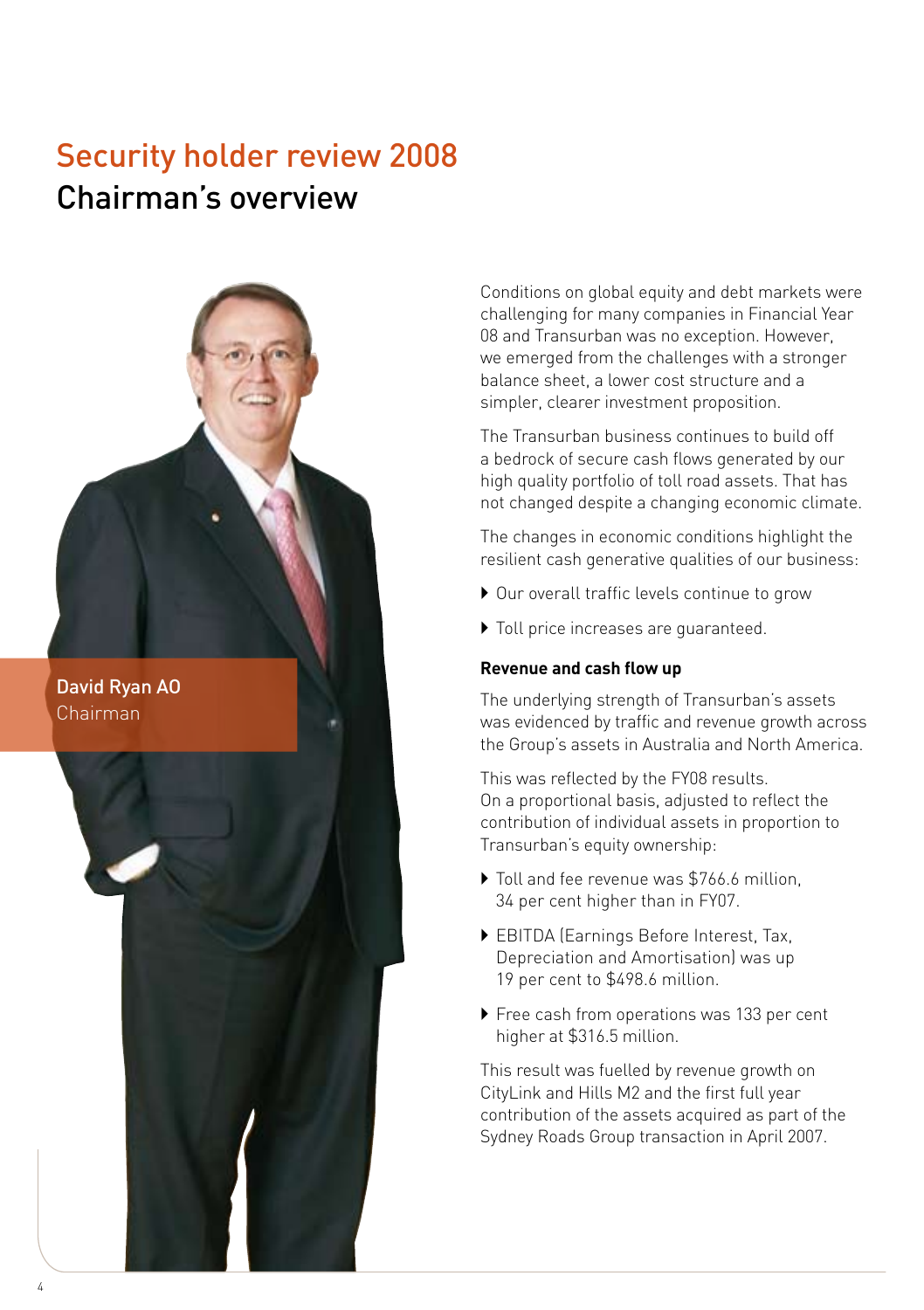# Security holder review 2008

## Chairman's overview

David Ryan AO
Chairman

Conditions on global equity and debt markets were challenging for many companies in Financial Year 08 and Transurban was no exception. However, we emerged from the challenges with a stronger balance sheet, a lower cost structure and a simpler, clearer investment proposition.

The Transurban business continues to build off a bedrock of secure cash flows generated by our high quality portfolio of toll road assets. That has not changed despite a changing economic climate.

The changes in economic conditions highlight the resilient cash generative qualities of our business:

- Our overall traffic levels continue to grow
- Toll price increases are guaranteed.

**Revenue and cash flow up**

The underlying strength of Transurban's assets was evidenced by traffic and revenue growth across the Group's assets in Australia and North America.

This was reflected by the FY08 results. On a proportional basis, adjusted to reflect the contribution of individual assets in proportion to Transurban's equity ownership:

- Toll and fee revenue was $766.6 million, 34 per cent higher than in FY07.
- EBITDA (Earnings Before Interest, Tax, Depreciation and Amortisation) was up 19 per cent to $498.6 million.
- Free cash from operations was 133 per cent higher at $316.5 million.

This result was fuelled by revenue growth on CityLink and Hills M2 and the first full year contribution of the assets acquired as part of the Sydney Roads Group transaction in April 2007.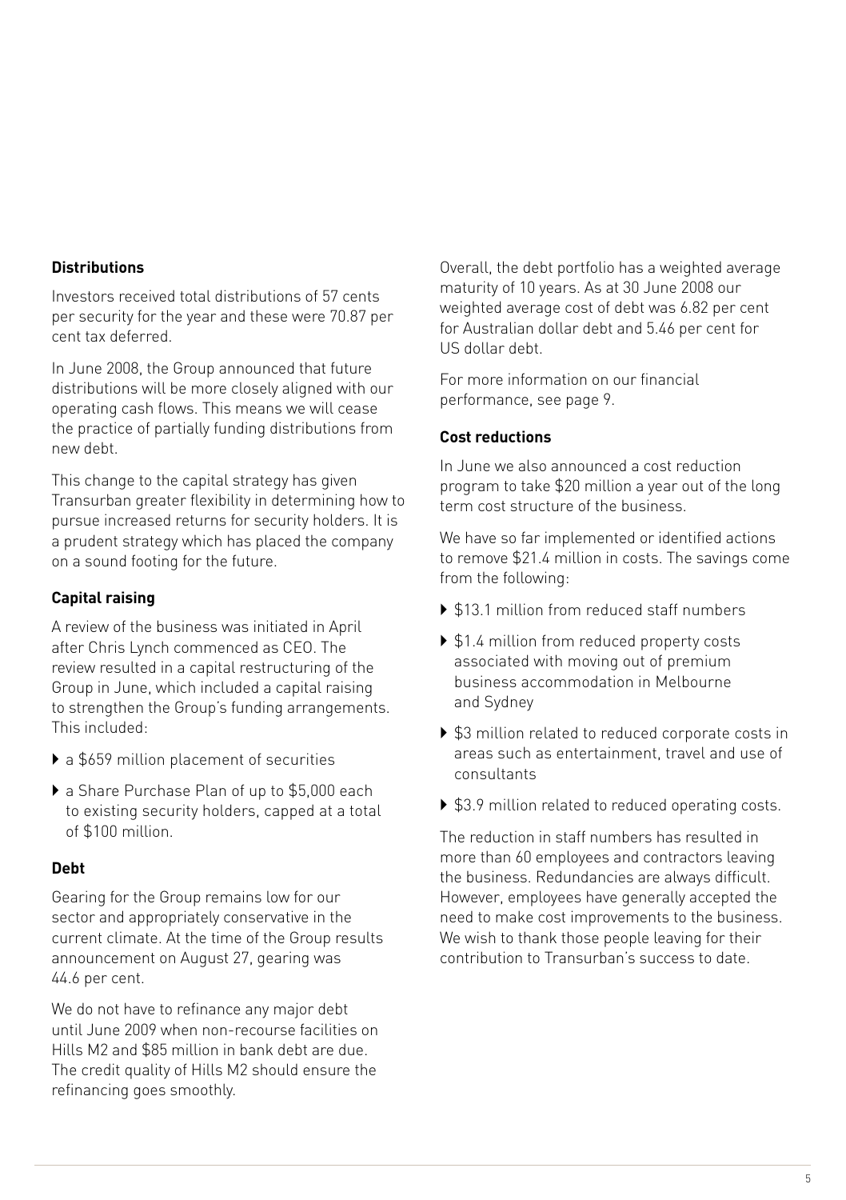### Distributions

Investors received total distributions of 57 cents per security for the year and these were 70.87 per cent tax deferred.

In June 2008, the Group announced that future distributions will be more closely aligned with our operating cash flows. This means we will cease the practice of partially funding distributions from new debt.

This change to the capital strategy has given Transurban greater flexibility in determining how to pursue increased returns for security holders. It is a prudent strategy which has placed the company on a sound footing for the future.

### Capital raising

A review of the business was initiated in April after Chris Lynch commenced as CEO. The review resulted in a capital restructuring of the Group in June, which included a capital raising to strengthen the Group's funding arrangements. This included:

- a $659 million placement of securities
- a Share Purchase Plan of up to $5,000 each to existing security holders, capped at a total of $100 million.

### Debt

Gearing for the Group remains low for our sector and appropriately conservative in the current climate. At the time of the Group results announcement on August 27, gearing was 44.6 per cent.

We do not have to refinance any major debt until June 2009 when non-recourse facilities on Hills M2 and $85 million in bank debt are due. The credit quality of Hills M2 should ensure the refinancing goes smoothly.

Overall, the debt portfolio has a weighted average maturity of 10 years. As at 30 June 2008 our weighted average cost of debt was 6.82 per cent for Australian dollar debt and 5.46 per cent for US dollar debt.

For more information on our financial performance, see page 9.

### Cost reductions

In June we also announced a cost reduction program to take $20 million a year out of the long term cost structure of the business.

We have so far implemented or identified actions to remove $21.4 million in costs. The savings come from the following:

- $13.1 million from reduced staff numbers
- $1.4 million from reduced property costs associated with moving out of premium business accommodation in Melbourne and Sydney
- $3 million related to reduced corporate costs in areas such as entertainment, travel and use of consultants
- $3.9 million related to reduced operating costs.

The reduction in staff numbers has resulted in more than 60 employees and contractors leaving the business. Redundancies are always difficult. However, employees have generally accepted the need to make cost improvements to the business. We wish to thank those people leaving for their contribution to Transurban's success to date.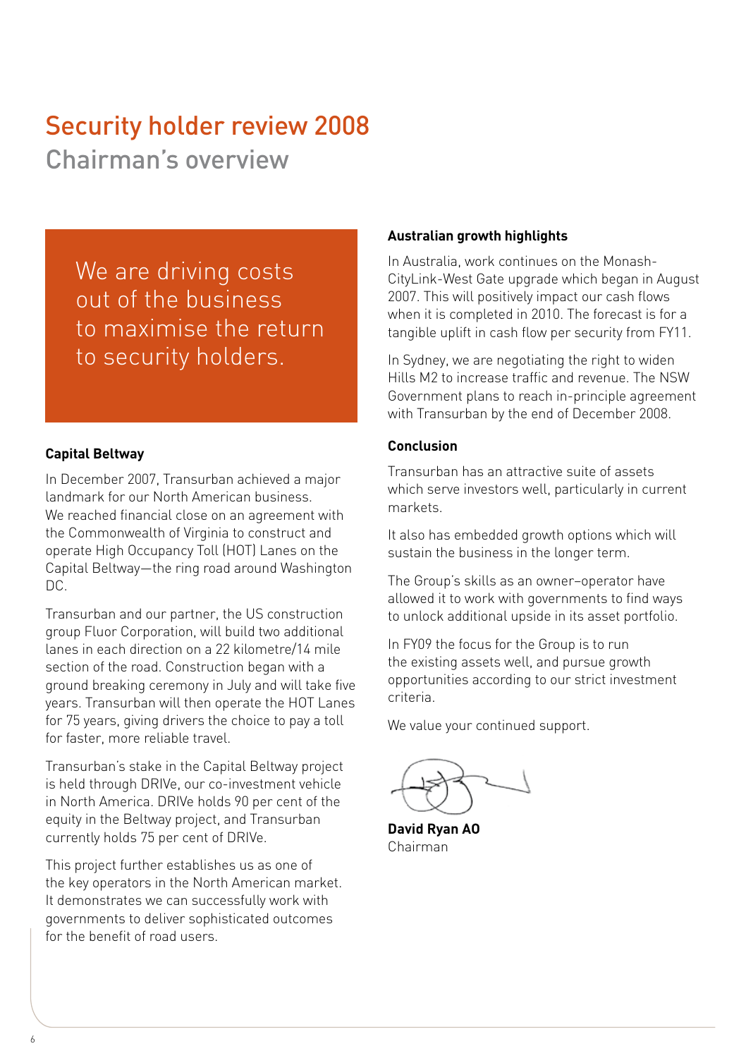# Security holder review 2008

## Chairman's overview

> We are driving costs out of the business to maximise the return to security holders.

### Capital Beltway

In December 2007, Transurban achieved a major landmark for our North American business. We reached financial close on an agreement with the Commonwealth of Virginia to construct and operate High Occupancy Toll (HOT) Lanes on the Capital Beltway—the ring road around Washington DC.

Transurban and our partner, the US construction group Fluor Corporation, will build two additional lanes in each direction on a 22 kilometre/14 mile section of the road. Construction began with a ground breaking ceremony in July and will take five years. Transurban will then operate the HOT Lanes for 75 years, giving drivers the choice to pay a toll for faster, more reliable travel.

Transurban's stake in the Capital Beltway project is held through DRIVe, our co-investment vehicle in North America. DRIVe holds 90 per cent of the equity in the Beltway project, and Transurban currently holds 75 per cent of DRIVe.

This project further establishes us as one of the key operators in the North American market. It demonstrates we can successfully work with governments to deliver sophisticated outcomes for the benefit of road users.

### Australian growth highlights

In Australia, work continues on the Monash-CityLink-West Gate upgrade which began in August 2007. This will positively impact our cash flows when it is completed in 2010. The forecast is for a tangible uplift in cash flow per security from FY11.

In Sydney, we are negotiating the right to widen Hills M2 to increase traffic and revenue. The NSW Government plans to reach in-principle agreement with Transurban by the end of December 2008.

### Conclusion

Transurban has an attractive suite of assets which serve investors well, particularly in current markets.

It also has embedded growth options which will sustain the business in the longer term.

The Group's skills as an owner–operator have allowed it to work with governments to find ways to unlock additional upside in its asset portfolio.

In FY09 the focus for the Group is to run the existing assets well, and pursue growth opportunities according to our strict investment criteria.

We value your continued support.

**David Ryan AO**
Chairman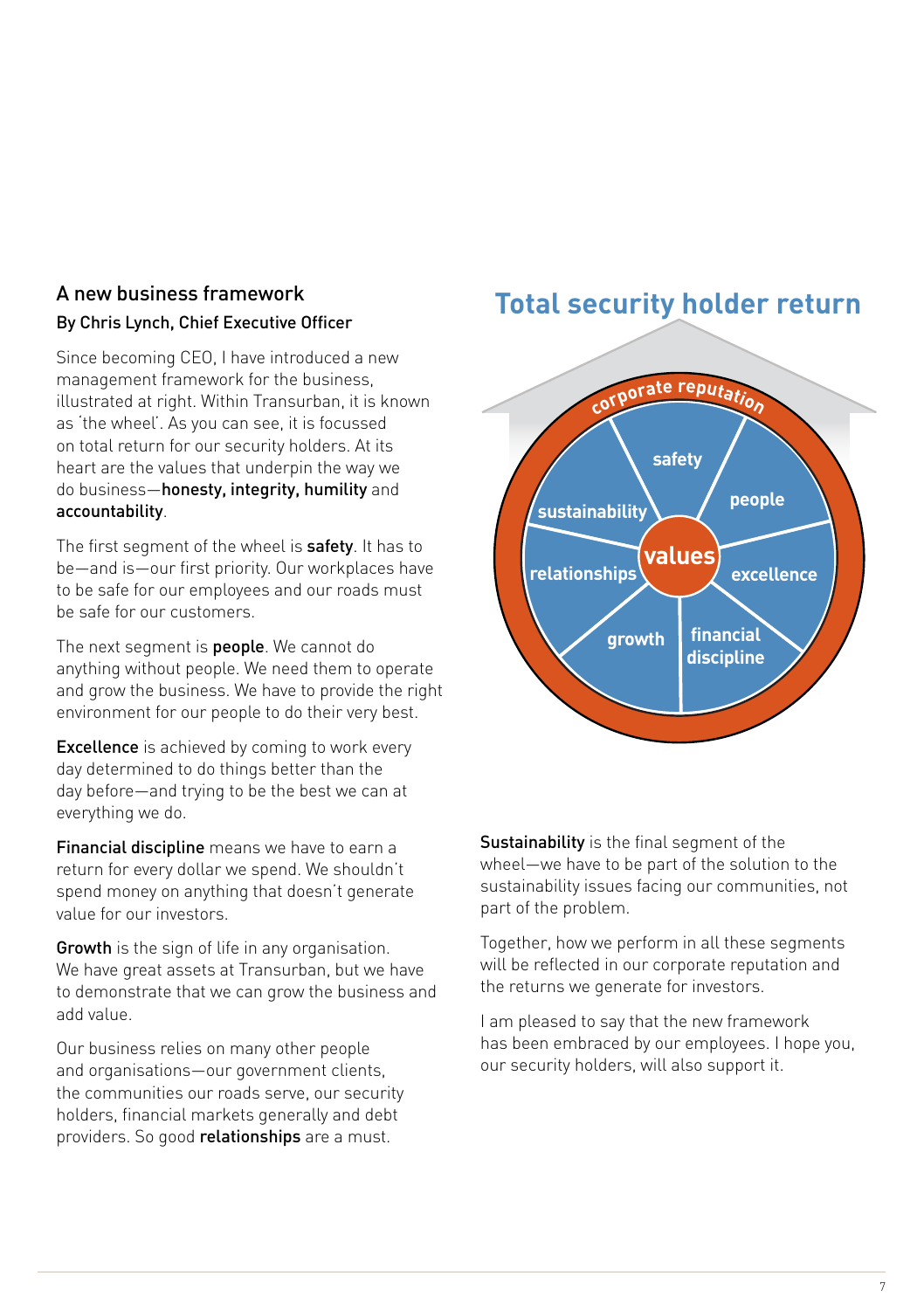## A new business framework

### By Chris Lynch, Chief Executive Officer

Since becoming CEO, I have introduced a new management framework for the business, illustrated at right. Within Transurban, it is known as 'the wheel'. As you can see, it is focussed on total return for our security holders. At its heart are the values that underpin the way we do business—**honesty, integrity, humility** and **accountability**.

The first segment of the wheel is **safety**. It has to be—and is—our first priority. Our workplaces have to be safe for our employees and our roads must be safe for our customers.

The next segment is **people**. We cannot do anything without people. We need them to operate and grow the business. We have to provide the right environment for our people to do their very best.

**Excellence** is achieved by coming to work every day determined to do things better than the day before—and trying to be the best we can at everything we do.

**Financial discipline** means we have to earn a return for every dollar we spend. We shouldn't spend money on anything that doesn't generate value for our investors.

**Growth** is the sign of life in any organisation. We have great assets at Transurban, but we have to demonstrate that we can grow the business and add value.

Our business relies on many other people and organisations—our government clients, the communities our roads serve, our security holders, financial markets generally and debt providers. So good **relationships** are a must.

## Total security holder return

corporate reputation

safety · people · excellence · financial discipline · growth · relationships · sustainability

values

**Sustainability** is the final segment of the wheel—we have to be part of the solution to the sustainability issues facing our communities, not part of the problem.

Together, how we perform in all these segments will be reflected in our corporate reputation and the returns we generate for investors.

I am pleased to say that the new framework has been embraced by our employees. I hope you, our security holders, will also support it.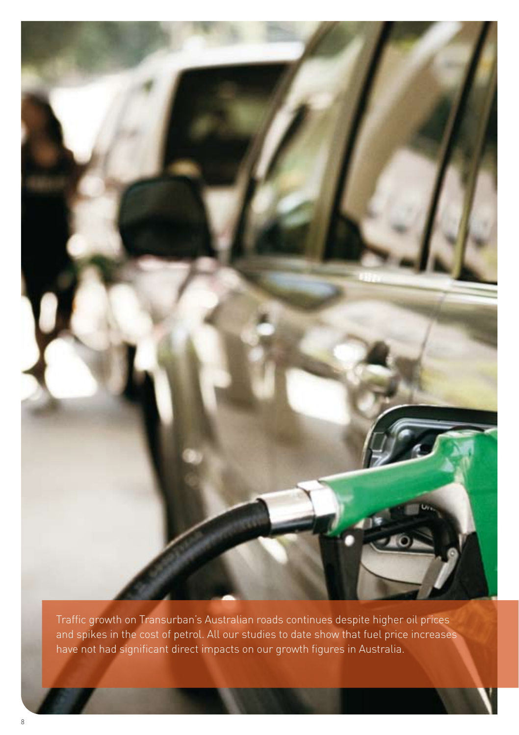Traffic growth on Transurban's Australian roads continues despite higher oil prices and spikes in the cost of petrol. All our studies to date show that fuel price increases have not had significant direct impacts on our growth figures in Australia.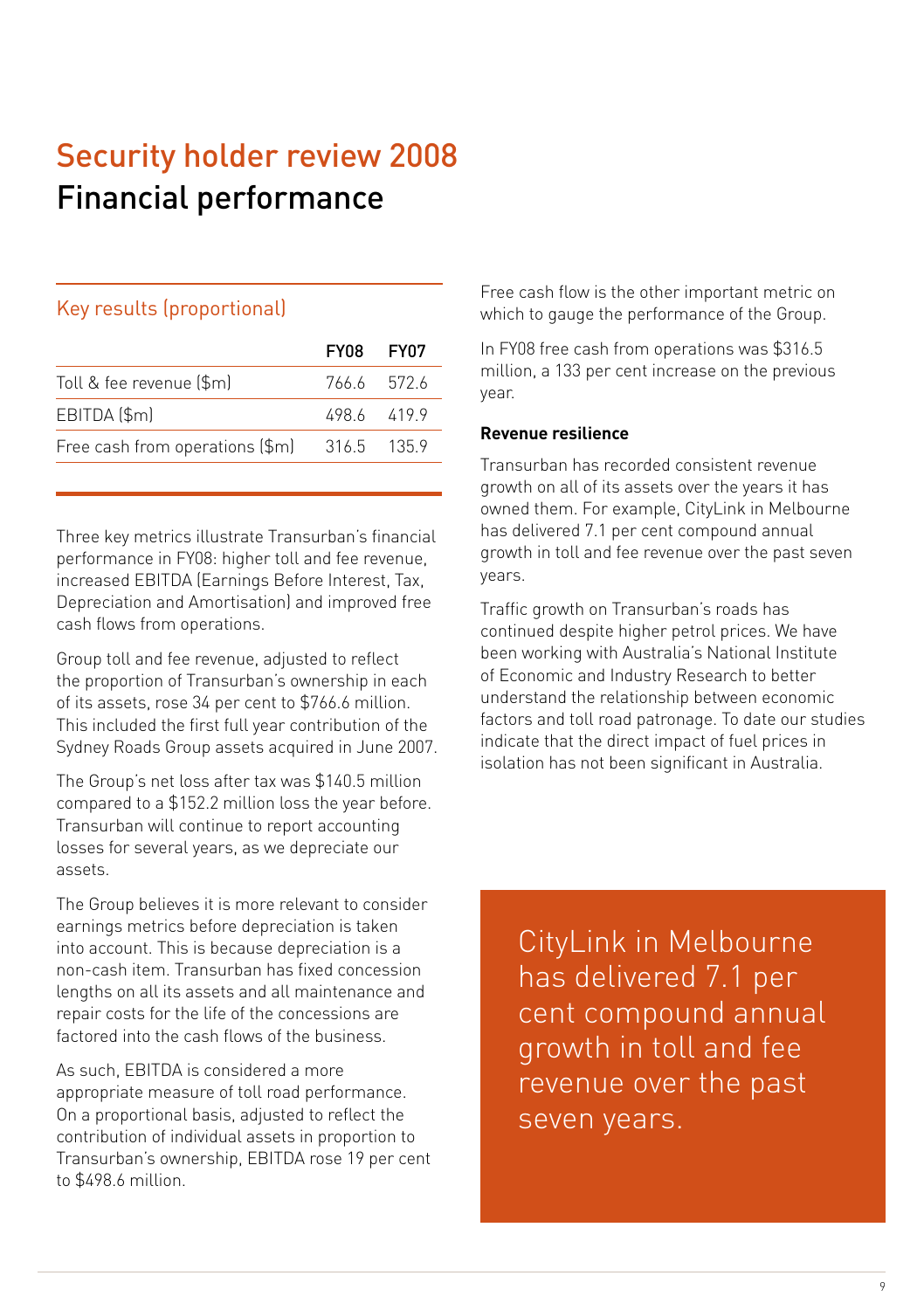# Security holder review 2008

## Financial performance

### Key results (proportional)

| | FY08 | FY07 |
|---|---|---|
| Toll & fee revenue ($m) | 766.6 | 572.6 |
| EBITDA ($m) | 498.6 | 419.9 |
| Free cash from operations ($m) | 316.5 | 135.9 |

Three key metrics illustrate Transurban's financial performance in FY08: higher toll and fee revenue, increased EBITDA (Earnings Before Interest, Tax, Depreciation and Amortisation) and improved free cash flows from operations.

Group toll and fee revenue, adjusted to reflect the proportion of Transurban's ownership in each of its assets, rose 34 per cent to $766.6 million. This included the first full year contribution of the Sydney Roads Group assets acquired in June 2007.

The Group's net loss after tax was $140.5 million compared to a $152.2 million loss the year before. Transurban will continue to report accounting losses for several years, as we depreciate our assets.

The Group believes it is more relevant to consider earnings metrics before depreciation is taken into account. This is because depreciation is a non-cash item. Transurban has fixed concession lengths on all its assets and all maintenance and repair costs for the life of the concessions are factored into the cash flows of the business.

As such, EBITDA is considered a more appropriate measure of toll road performance. On a proportional basis, adjusted to reflect the contribution of individual assets in proportion to Transurban's ownership, EBITDA rose 19 per cent to $498.6 million.

Free cash flow is the other important metric on which to gauge the performance of the Group.

In FY08 free cash from operations was $316.5 million, a 133 per cent increase on the previous year.

**Revenue resilience**

Transurban has recorded consistent revenue growth on all of its assets over the years it has owned them. For example, CityLink in Melbourne has delivered 7.1 per cent compound annual growth in toll and fee revenue over the past seven years.

Traffic growth on Transurban's roads has continued despite higher petrol prices. We have been working with Australia's National Institute of Economic and Industry Research to better understand the relationship between economic factors and toll road patronage. To date our studies indicate that the direct impact of fuel prices in isolation has not been significant in Australia.

CityLink in Melbourne has delivered 7.1 per cent compound annual growth in toll and fee revenue over the past seven years.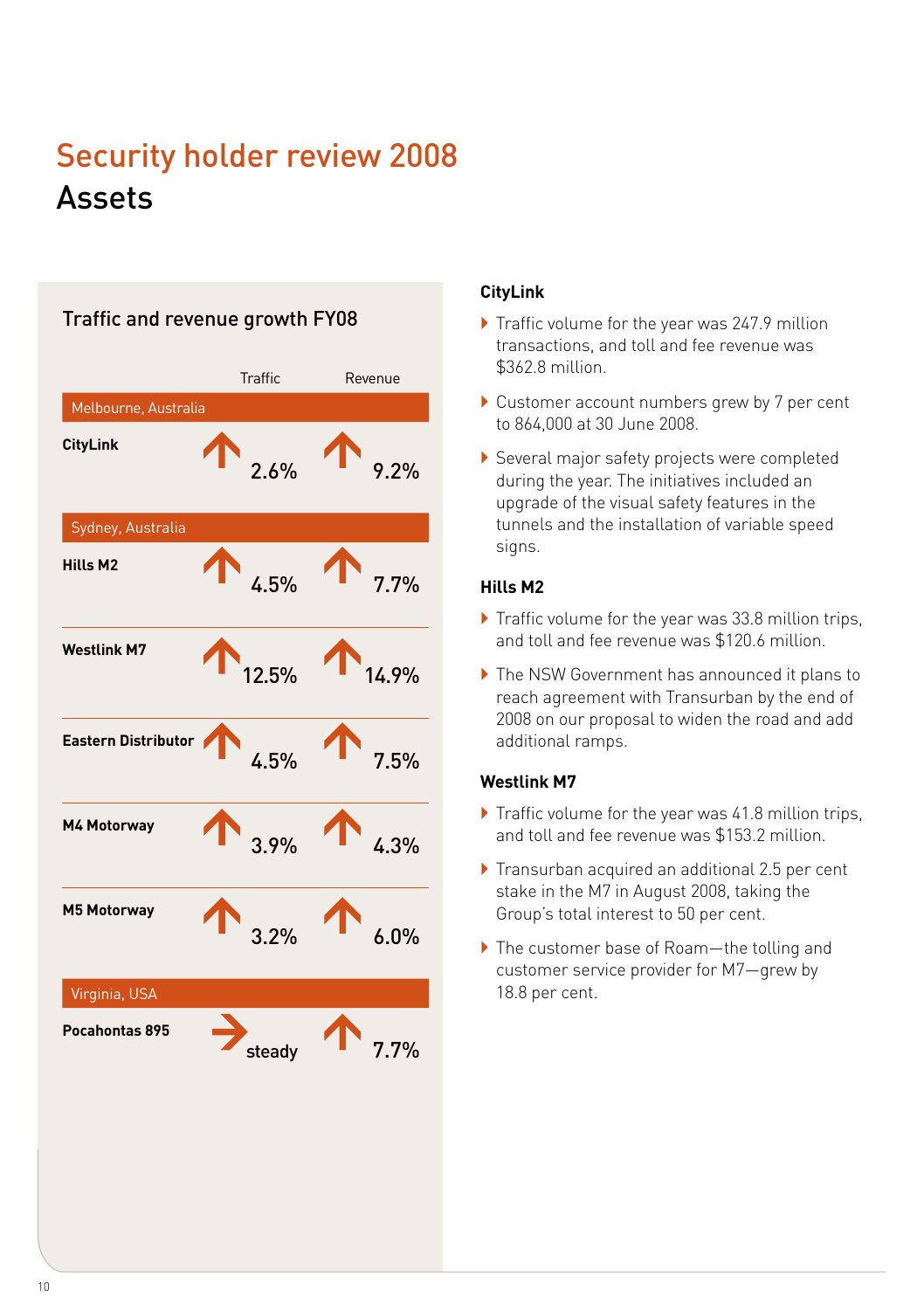# Security holder review 2008

## Assets

### Traffic and revenue growth FY08

| | Traffic | Revenue |
|---|---|---|
| **Melbourne, Australia** | | |
| **CityLink** | ↑ 2.6% | ↑ 9.2% |
| **Sydney, Australia** | | |
| **Hills M2** | ↑ 4.5% | ↑ 7.7% |
| **Westlink M7** | ↑ 12.5% | ↑ 14.9% |
| **Eastern Distributor** | ↑ 4.5% | ↑ 7.5% |
| **M4 Motorway** | ↑ 3.9% | ↑ 4.3% |
| **M5 Motorway** | ↑ 3.2% | ↑ 6.0% |
| **Virginia, USA** | | |
| **Pocahontas 895** | → steady | ↑ 7.7% |

### CityLink

- Traffic volume for the year was 247.9 million transactions, and toll and fee revenue was $362.8 million.
- Customer account numbers grew by 7 per cent to 864,000 at 30 June 2008.
- Several major safety projects were completed during the year. The initiatives included an upgrade of the visual safety features in the tunnels and the installation of variable speed signs.

### Hills M2

- Traffic volume for the year was 33.8 million trips, and toll and fee revenue was $120.6 million.
- The NSW Government has announced it plans to reach agreement with Transurban by the end of 2008 on our proposal to widen the road and add additional ramps.

### Westlink M7

- Traffic volume for the year was 41.8 million trips, and toll and fee revenue was $153.2 million.
- Transurban acquired an additional 2.5 per cent stake in the M7 in August 2008, taking the Group's total interest to 50 per cent.
- The customer base of Roam—the tolling and customer service provider for M7—grew by 18.8 per cent.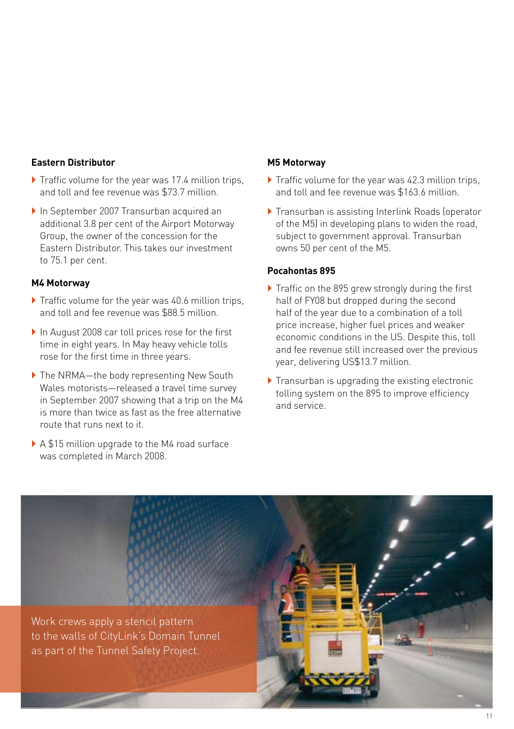### Eastern Distributor

- Traffic volume for the year was 17.4 million trips, and toll and fee revenue was $73.7 million.
- In September 2007 Transurban acquired an additional 3.8 per cent of the Airport Motorway Group, the owner of the concession for the Eastern Distributor. This takes our investment to 75.1 per cent.

### M4 Motorway

- Traffic volume for the year was 40.6 million trips, and toll and fee revenue was $88.5 million.
- In August 2008 car toll prices rose for the first time in eight years. In May heavy vehicle tolls rose for the first time in three years.
- The NRMA—the body representing New South Wales motorists—released a travel time survey in September 2007 showing that a trip on the M4 is more than twice as fast as the free alternative route that runs next to it.
- A $15 million upgrade to the M4 road surface was completed in March 2008.

### M5 Motorway

- Traffic volume for the year was 42.3 million trips, and toll and fee revenue was $163.6 million.
- Transurban is assisting Interlink Roads (operator of the M5) in developing plans to widen the road, subject to government approval. Transurban owns 50 per cent of the M5.

### Pocahontas 895

- Traffic on the 895 grew strongly during the first half of FY08 but dropped during the second half of the year due to a combination of a toll price increase, higher fuel prices and weaker economic conditions in the US. Despite this, toll and fee revenue still increased over the previous year, delivering US$13.7 million.
- Transurban is upgrading the existing electronic tolling system on the 895 to improve efficiency and service.

Work crews apply a stencil pattern to the walls of CityLink's Domain Tunnel as part of the Tunnel Safety Project.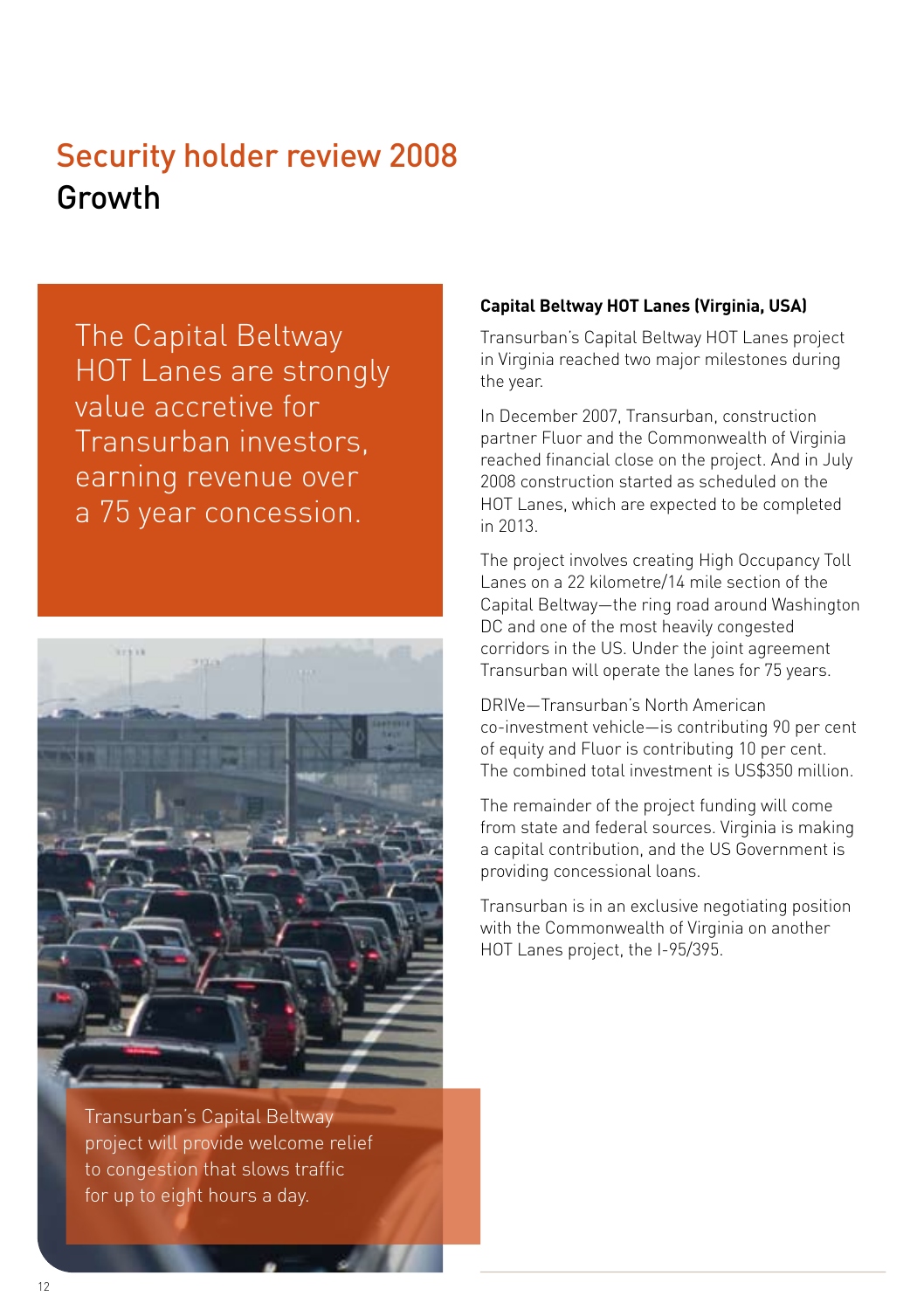# Security holder review 2008

## Growth

The Capital Beltway HOT Lanes are strongly value accretive for Transurban investors, earning revenue over a 75 year concession.

Transurban's Capital Beltway project will provide welcome relief to congestion that slows traffic for up to eight hours a day.

### Capital Beltway HOT Lanes (Virginia, USA)

Transurban's Capital Beltway HOT Lanes project in Virginia reached two major milestones during the year.

In December 2007, Transurban, construction partner Fluor and the Commonwealth of Virginia reached financial close on the project. And in July 2008 construction started as scheduled on the HOT Lanes, which are expected to be completed in 2013.

The project involves creating High Occupancy Toll Lanes on a 22 kilometre/14 mile section of the Capital Beltway—the ring road around Washington DC and one of the most heavily congested corridors in the US. Under the joint agreement Transurban will operate the lanes for 75 years.

DRIVe—Transurban's North American co-investment vehicle—is contributing 90 per cent of equity and Fluor is contributing 10 per cent. The combined total investment is US$350 million.

The remainder of the project funding will come from state and federal sources. Virginia is making a capital contribution, and the US Government is providing concessional loans.

Transurban is in an exclusive negotiating position with the Commonwealth of Virginia on another HOT Lanes project, the I-95/395.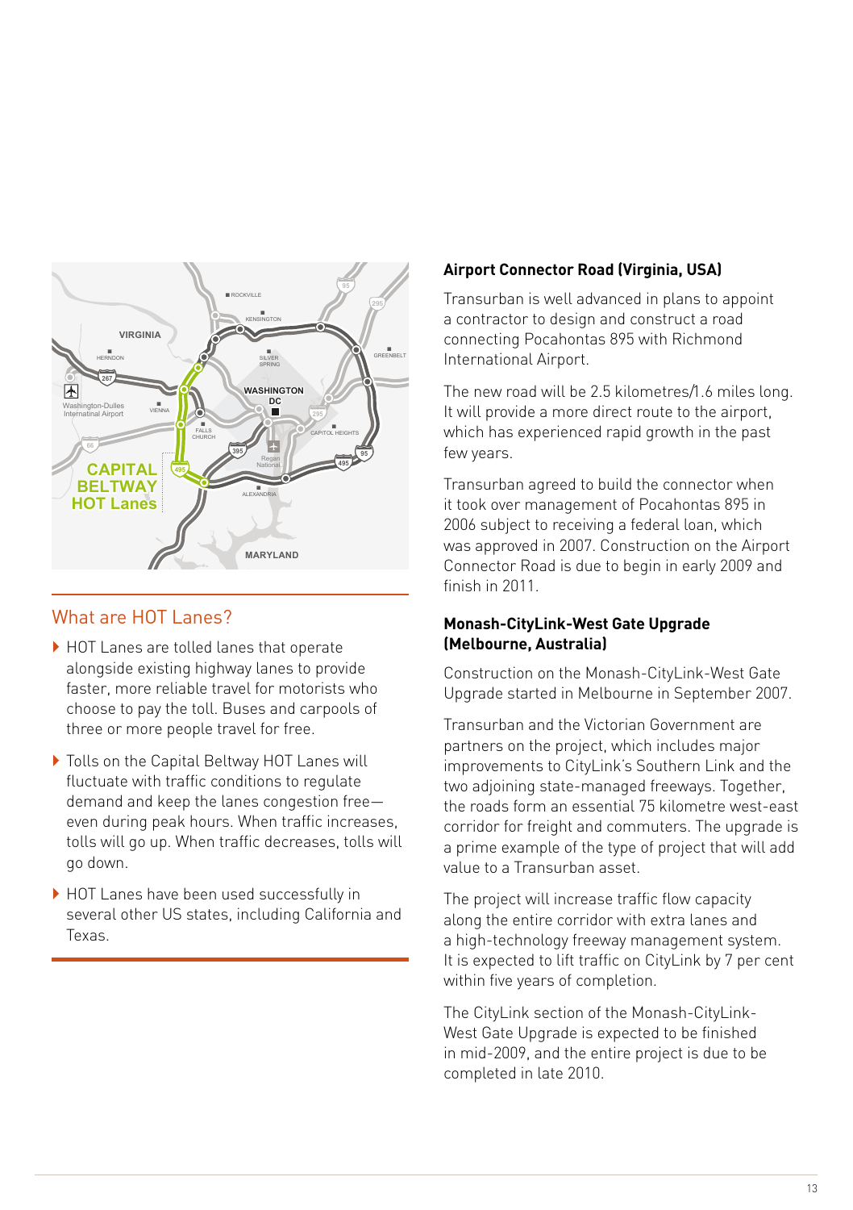## What are HOT Lanes?

- HOT Lanes are tolled lanes that operate alongside existing highway lanes to provide faster, more reliable travel for motorists who choose to pay the toll. Buses and carpools of three or more people travel for free.
- Tolls on the Capital Beltway HOT Lanes will fluctuate with traffic conditions to regulate demand and keep the lanes congestion free—even during peak hours. When traffic increases, tolls will go up. When traffic decreases, tolls will go down.
- HOT Lanes have been used successfully in several other US states, including California and Texas.

### Airport Connector Road (Virginia, USA)

Transurban is well advanced in plans to appoint a contractor to design and construct a road connecting Pocahontas 895 with Richmond International Airport.

The new road will be 2.5 kilometres/1.6 miles long. It will provide a more direct route to the airport, which has experienced rapid growth in the past few years.

Transurban agreed to build the connector when it took over management of Pocahontas 895 in 2006 subject to receiving a federal loan, which was approved in 2007. Construction on the Airport Connector Road is due to begin in early 2009 and finish in 2011.

### Monash-CityLink-West Gate Upgrade (Melbourne, Australia)

Construction on the Monash-CityLink-West Gate Upgrade started in Melbourne in September 2007.

Transurban and the Victorian Government are partners on the project, which includes major improvements to CityLink's Southern Link and the two adjoining state-managed freeways. Together, the roads form an essential 75 kilometre west-east corridor for freight and commuters. The upgrade is a prime example of the type of project that will add value to a Transurban asset.

The project will increase traffic flow capacity along the entire corridor with extra lanes and a high-technology freeway management system. It is expected to lift traffic on CityLink by 7 per cent within five years of completion.

The CityLink section of the Monash-CityLink-West Gate Upgrade is expected to be finished in mid-2009, and the entire project is due to be completed in late 2010.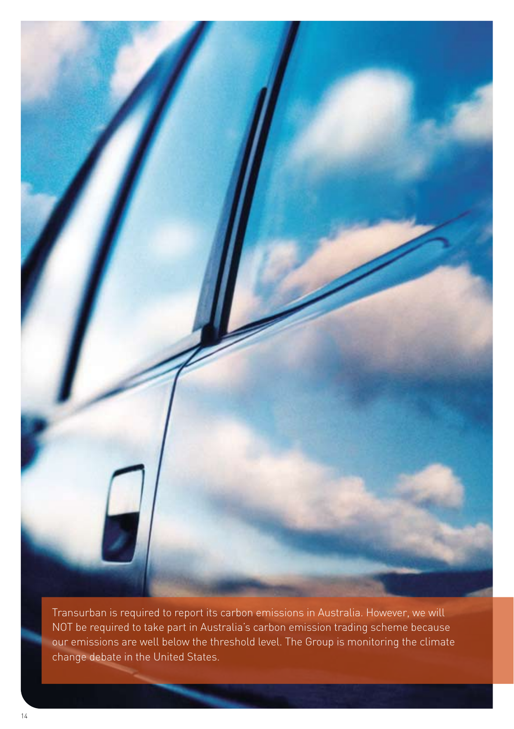Transurban is required to report its carbon emissions in Australia. However, we will NOT be required to take part in Australia's carbon emission trading scheme because our emissions are well below the threshold level. The Group is monitoring the climate change debate in the United States.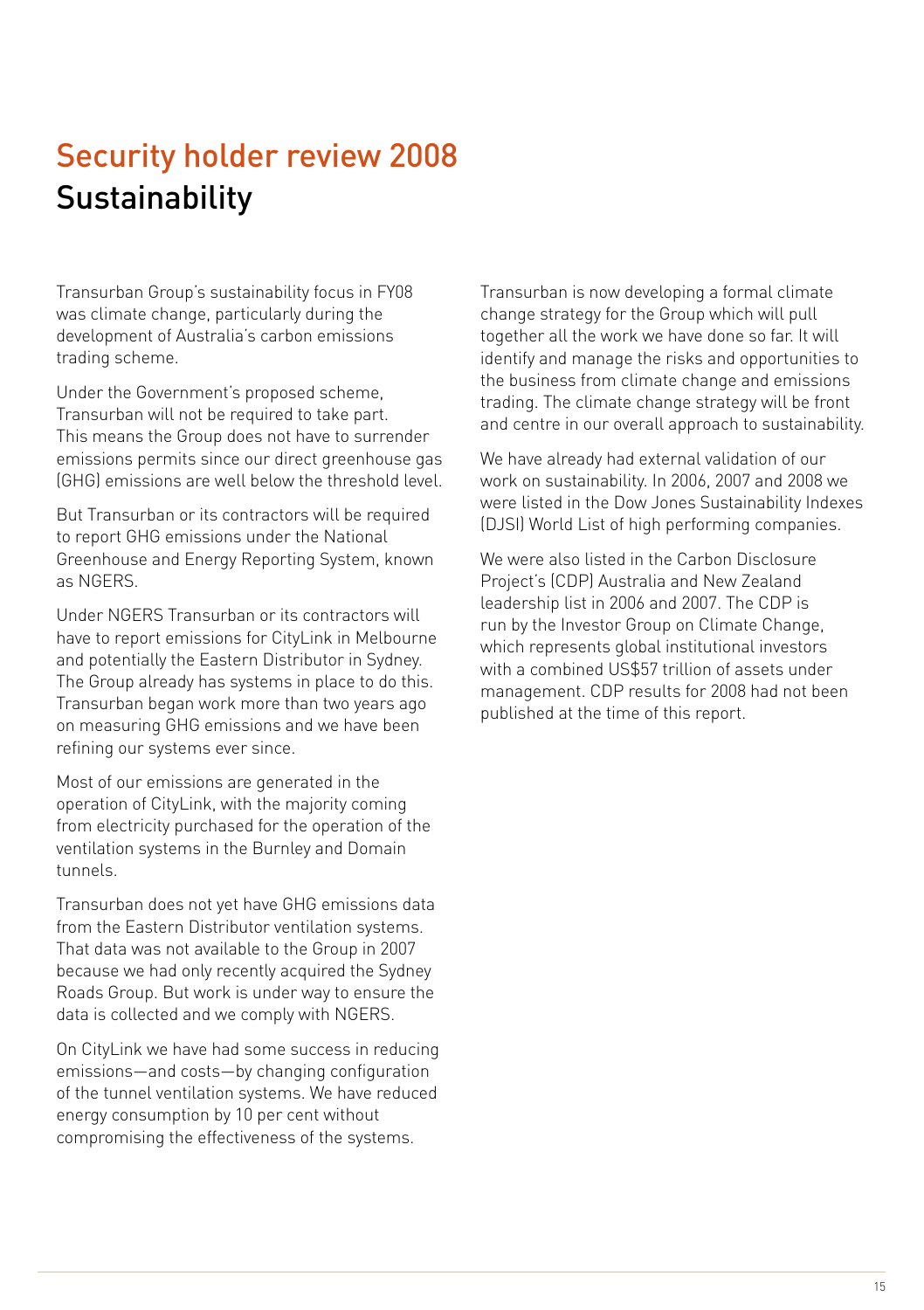# Security holder review 2008
## Sustainability

Transurban Group's sustainability focus in FY08 was climate change, particularly during the development of Australia's carbon emissions trading scheme.

Under the Government's proposed scheme, Transurban will not be required to take part. This means the Group does not have to surrender emissions permits since our direct greenhouse gas (GHG) emissions are well below the threshold level.

But Transurban or its contractors will be required to report GHG emissions under the National Greenhouse and Energy Reporting System, known as NGERS.

Under NGERS Transurban or its contractors will have to report emissions for CityLink in Melbourne and potentially the Eastern Distributor in Sydney. The Group already has systems in place to do this. Transurban began work more than two years ago on measuring GHG emissions and we have been refining our systems ever since.

Most of our emissions are generated in the operation of CityLink, with the majority coming from electricity purchased for the operation of the ventilation systems in the Burnley and Domain tunnels.

Transurban does not yet have GHG emissions data from the Eastern Distributor ventilation systems. That data was not available to the Group in 2007 because we had only recently acquired the Sydney Roads Group. But work is under way to ensure the data is collected and we comply with NGERS.

On CityLink we have had some success in reducing emissions—and costs—by changing configuration of the tunnel ventilation systems. We have reduced energy consumption by 10 per cent without compromising the effectiveness of the systems.

Transurban is now developing a formal climate change strategy for the Group which will pull together all the work we have done so far. It will identify and manage the risks and opportunities to the business from climate change and emissions trading. The climate change strategy will be front and centre in our overall approach to sustainability.

We have already had external validation of our work on sustainability. In 2006, 2007 and 2008 we were listed in the Dow Jones Sustainability Indexes (DJSI) World List of high performing companies.

We were also listed in the Carbon Disclosure Project's (CDP) Australia and New Zealand leadership list in 2006 and 2007. The CDP is run by the Investor Group on Climate Change, which represents global institutional investors with a combined US$57 trillion of assets under management. CDP results for 2008 had not been published at the time of this report.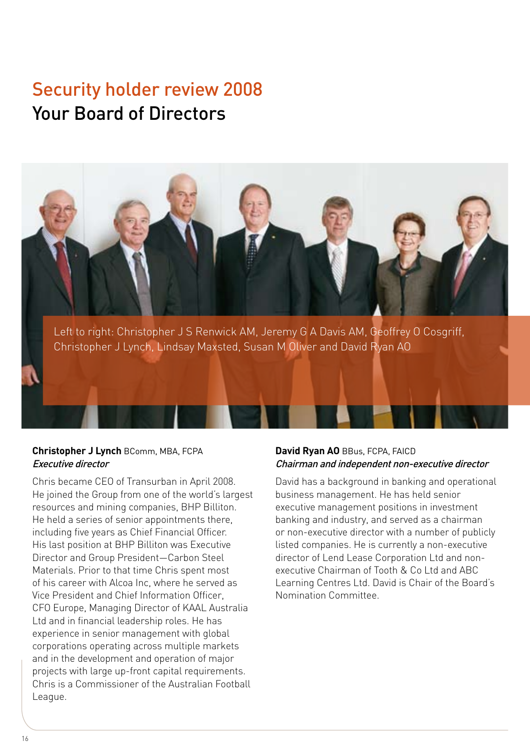# Security holder review 2008

## Your Board of Directors

Left to right: Christopher J S Renwick AM, Jeremy G A Davis AM, Geoffrey O Cosgriff, Christopher J Lynch, Lindsay Maxsted, Susan M Oliver and David Ryan AO

**Christopher J Lynch** BComm, MBA, FCPA
*Executive director*

Chris became CEO of Transurban in April 2008. He joined the Group from one of the world's largest resources and mining companies, BHP Billiton. He held a series of senior appointments there, including five years as Chief Financial Officer. His last position at BHP Billiton was Executive Director and Group President—Carbon Steel Materials. Prior to that time Chris spent most of his career with Alcoa Inc, where he served as Vice President and Chief Information Officer, CFO Europe, Managing Director of KAAL Australia Ltd and in financial leadership roles. He has experience in senior management with global corporations operating across multiple markets and in the development and operation of major projects with large up-front capital requirements. Chris is a Commissioner of the Australian Football League.

**David Ryan AO** BBus, FCPA, FAICD
*Chairman and independent non-executive director*

David has a background in banking and operational business management. He has held senior executive management positions in investment banking and industry, and served as a chairman or non-executive director with a number of publicly listed companies. He is currently a non-executive director of Lend Lease Corporation Ltd and non-executive Chairman of Tooth & Co Ltd and ABC Learning Centres Ltd. David is Chair of the Board's Nomination Committee.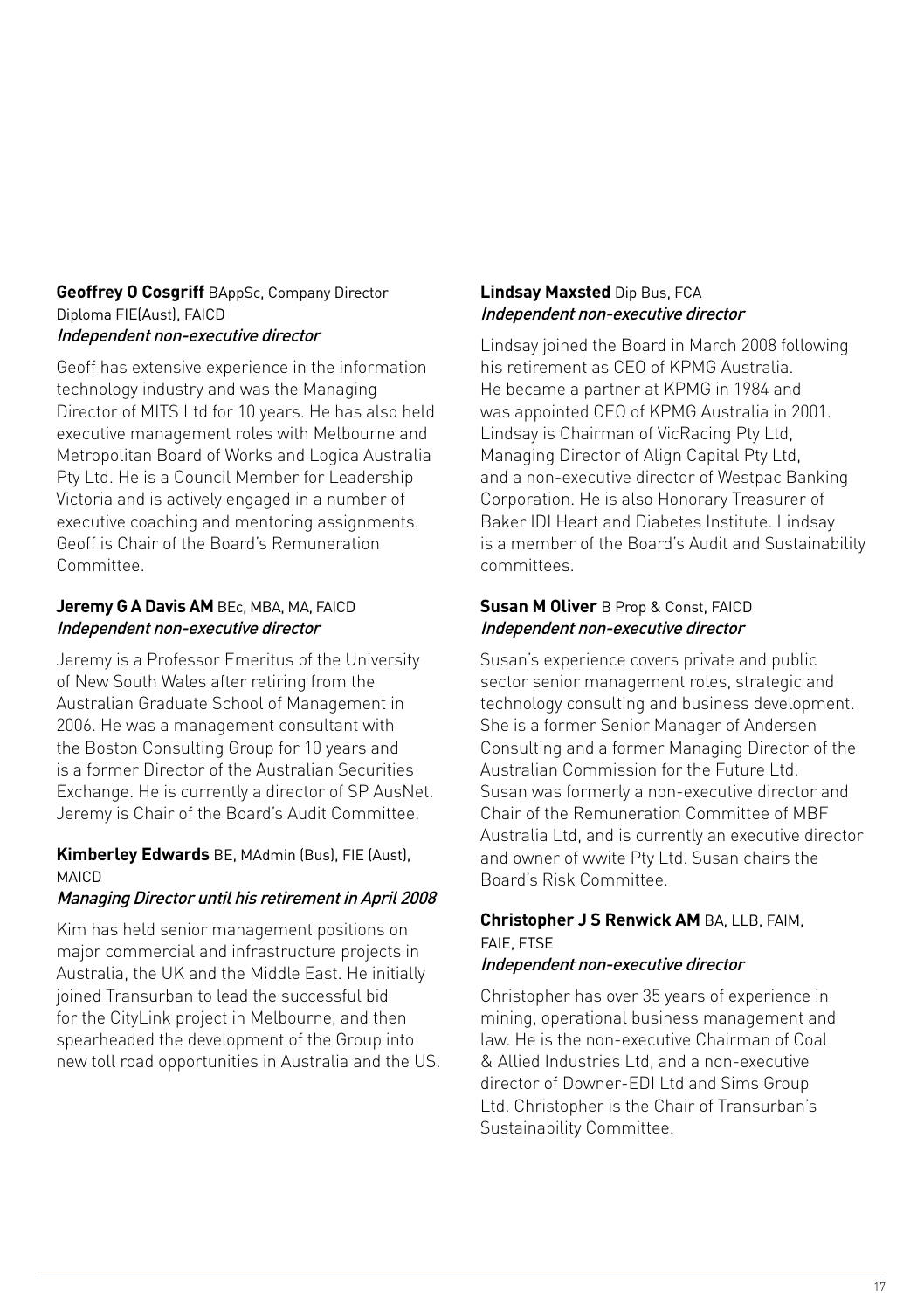**Geoffrey O Cosgriff** BAppSc, Company Director Diploma FIE(Aust), FAICD
*Independent non-executive director*

Geoff has extensive experience in the information technology industry and was the Managing Director of MITS Ltd for 10 years. He has also held executive management roles with Melbourne and Metropolitan Board of Works and Logica Australia Pty Ltd. He is a Council Member for Leadership Victoria and is actively engaged in a number of executive coaching and mentoring assignments. Geoff is Chair of the Board's Remuneration Committee.

**Jeremy G A Davis AM** BEc, MBA, MA, FAICD
*Independent non-executive director*

Jeremy is a Professor Emeritus of the University of New South Wales after retiring from the Australian Graduate School of Management in 2006. He was a management consultant with the Boston Consulting Group for 10 years and is a former Director of the Australian Securities Exchange. He is currently a director of SP AusNet. Jeremy is Chair of the Board's Audit Committee.

**Kimberley Edwards** BE, MAdmin (Bus), FIE (Aust), MAICD
*Managing Director until his retirement in April 2008*

Kim has held senior management positions on major commercial and infrastructure projects in Australia, the UK and the Middle East. He initially joined Transurban to lead the successful bid for the CityLink project in Melbourne, and then spearheaded the development of the Group into new toll road opportunities in Australia and the US.

**Lindsay Maxsted** Dip Bus, FCA
*Independent non-executive director*

Lindsay joined the Board in March 2008 following his retirement as CEO of KPMG Australia. He became a partner at KPMG in 1984 and was appointed CEO of KPMG Australia in 2001. Lindsay is Chairman of VicRacing Pty Ltd, Managing Director of Align Capital Pty Ltd, and a non-executive director of Westpac Banking Corporation. He is also Honorary Treasurer of Baker IDI Heart and Diabetes Institute. Lindsay is a member of the Board's Audit and Sustainability committees.

**Susan M Oliver** B Prop & Const, FAICD
*Independent non-executive director*

Susan's experience covers private and public sector senior management roles, strategic and technology consulting and business development. She is a former Senior Manager of Andersen Consulting and a former Managing Director of the Australian Commission for the Future Ltd. Susan was formerly a non-executive director and Chair of the Remuneration Committee of MBF Australia Ltd, and is currently an executive director and owner of wwite Pty Ltd. Susan chairs the Board's Risk Committee.

**Christopher J S Renwick AM** BA, LLB, FAIM, FAIE, FTSE
*Independent non-executive director*

Christopher has over 35 years of experience in mining, operational business management and law. He is the non-executive Chairman of Coal & Allied Industries Ltd, and a non-executive director of Downer-EDI Ltd and Sims Group Ltd. Christopher is the Chair of Transurban's Sustainability Committee.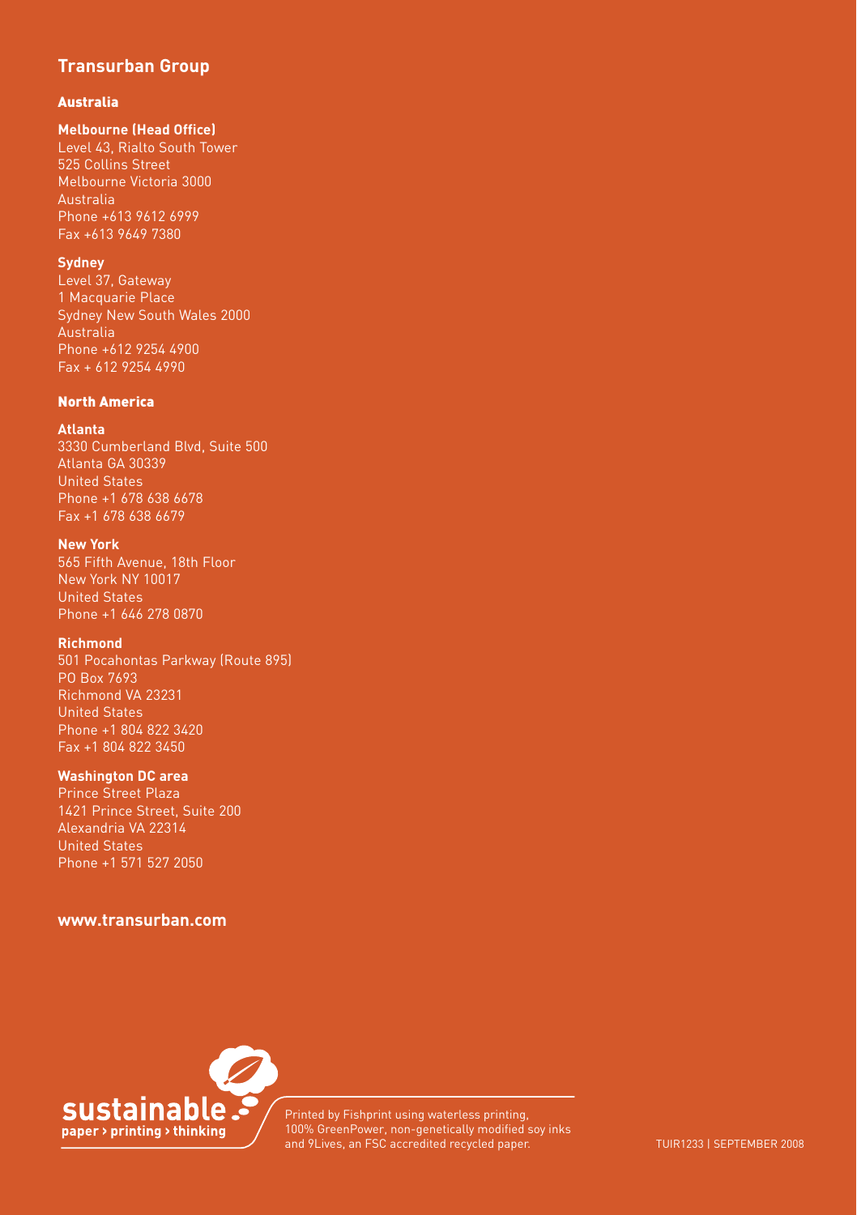# Transurban Group

## Australia

**Melbourne (Head Office)**
Level 43, Rialto South Tower
525 Collins Street
Melbourne Victoria 3000
Australia
Phone +613 9612 6999
Fax +613 9649 7380

**Sydney**
Level 37, Gateway
1 Macquarie Place
Sydney New South Wales 2000
Australia
Phone +612 9254 4900
Fax + 612 9254 4990

## North America

**Atlanta**
3330 Cumberland Blvd, Suite 500
Atlanta GA 30339
United States
Phone +1 678 638 6678
Fax +1 678 638 6679

**New York**
565 Fifth Avenue, 18th Floor
New York NY 10017
United States
Phone +1 646 278 0870

**Richmond**
501 Pocahontas Parkway (Route 895)
PO Box 7693
Richmond VA 23231
United States
Phone +1 804 822 3420
Fax +1 804 822 3450

**Washington DC area**
Prince Street Plaza
1421 Prince Street, Suite 200
Alexandria VA 22314
United States
Phone +1 571 527 2050

**www.transurban.com**

sustainable
paper › printing › thinking

Printed by Fishprint using waterless printing, 100% GreenPower, non-genetically modified soy inks and 9Lives, an FSC accredited recycled paper.

TUIR1233 | SEPTEMBER 2008